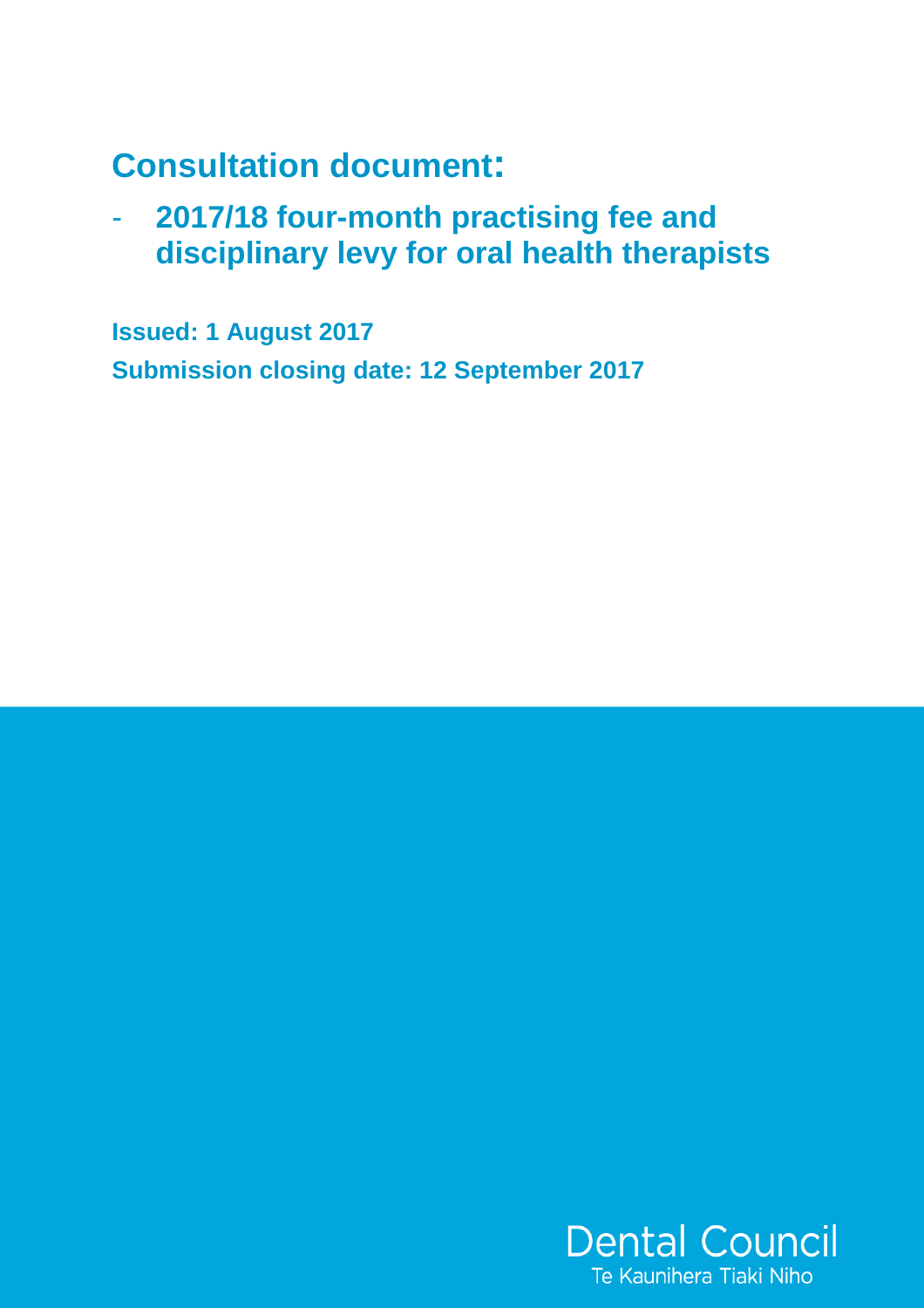# Consultation document:

- **2017/18 four-month practising fee and disciplinary levy for oral health therapists**

**Issued: 1 August 2017**

**Submission closing date: 12 September 2017**

Dental Council
Te Kaunihera Tiaki Niho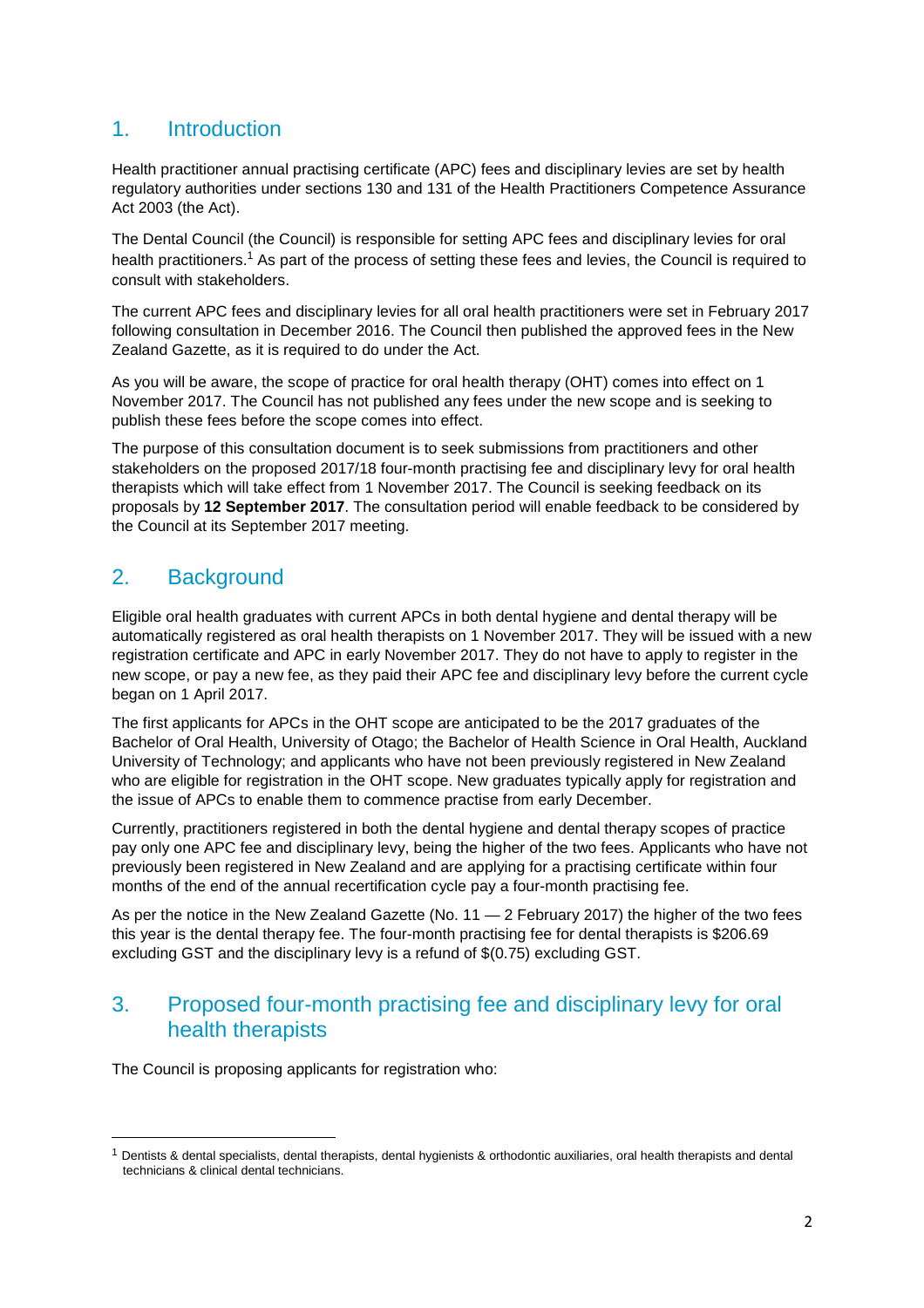## 1. Introduction

Health practitioner annual practising certificate (APC) fees and disciplinary levies are set by health regulatory authorities under sections 130 and 131 of the Health Practitioners Competence Assurance Act 2003 (the Act).

The Dental Council (the Council) is responsible for setting APC fees and disciplinary levies for oral health practitioners.[1] As part of the process of setting these fees and levies, the Council is required to consult with stakeholders.

The current APC fees and disciplinary levies for all oral health practitioners were set in February 2017 following consultation in December 2016. The Council then published the approved fees in the New Zealand Gazette, as it is required to do under the Act.

As you will be aware, the scope of practice for oral health therapy (OHT) comes into effect on 1 November 2017. The Council has not published any fees under the new scope and is seeking to publish these fees before the scope comes into effect.

The purpose of this consultation document is to seek submissions from practitioners and other stakeholders on the proposed 2017/18 four-month practising fee and disciplinary levy for oral health therapists which will take effect from 1 November 2017. The Council is seeking feedback on its proposals by **12 September 2017**. The consultation period will enable feedback to be considered by the Council at its September 2017 meeting.

## 2. Background

Eligible oral health graduates with current APCs in both dental hygiene and dental therapy will be automatically registered as oral health therapists on 1 November 2017. They will be issued with a new registration certificate and APC in early November 2017. They do not have to apply to register in the new scope, or pay a new fee, as they paid their APC fee and disciplinary levy before the current cycle began on 1 April 2017.

The first applicants for APCs in the OHT scope are anticipated to be the 2017 graduates of the Bachelor of Oral Health, University of Otago; the Bachelor of Health Science in Oral Health, Auckland University of Technology; and applicants who have not been previously registered in New Zealand who are eligible for registration in the OHT scope. New graduates typically apply for registration and the issue of APCs to enable them to commence practise from early December.

Currently, practitioners registered in both the dental hygiene and dental therapy scopes of practice pay only one APC fee and disciplinary levy, being the higher of the two fees. Applicants who have not previously been registered in New Zealand and are applying for a practising certificate within four months of the end of the annual recertification cycle pay a four-month practising fee.

As per the notice in the New Zealand Gazette (No. 11 — 2 February 2017) the higher of the two fees this year is the dental therapy fee. The four-month practising fee for dental therapists is $206.69 excluding GST and the disciplinary levy is a refund of $(0.75) excluding GST.

## 3. Proposed four-month practising fee and disciplinary levy for oral health therapists

The Council is proposing applicants for registration who:

---

[1] Dentists & dental specialists, dental therapists, dental hygienists & orthodontic auxiliaries, oral health therapists and dental technicians & clinical dental technicians.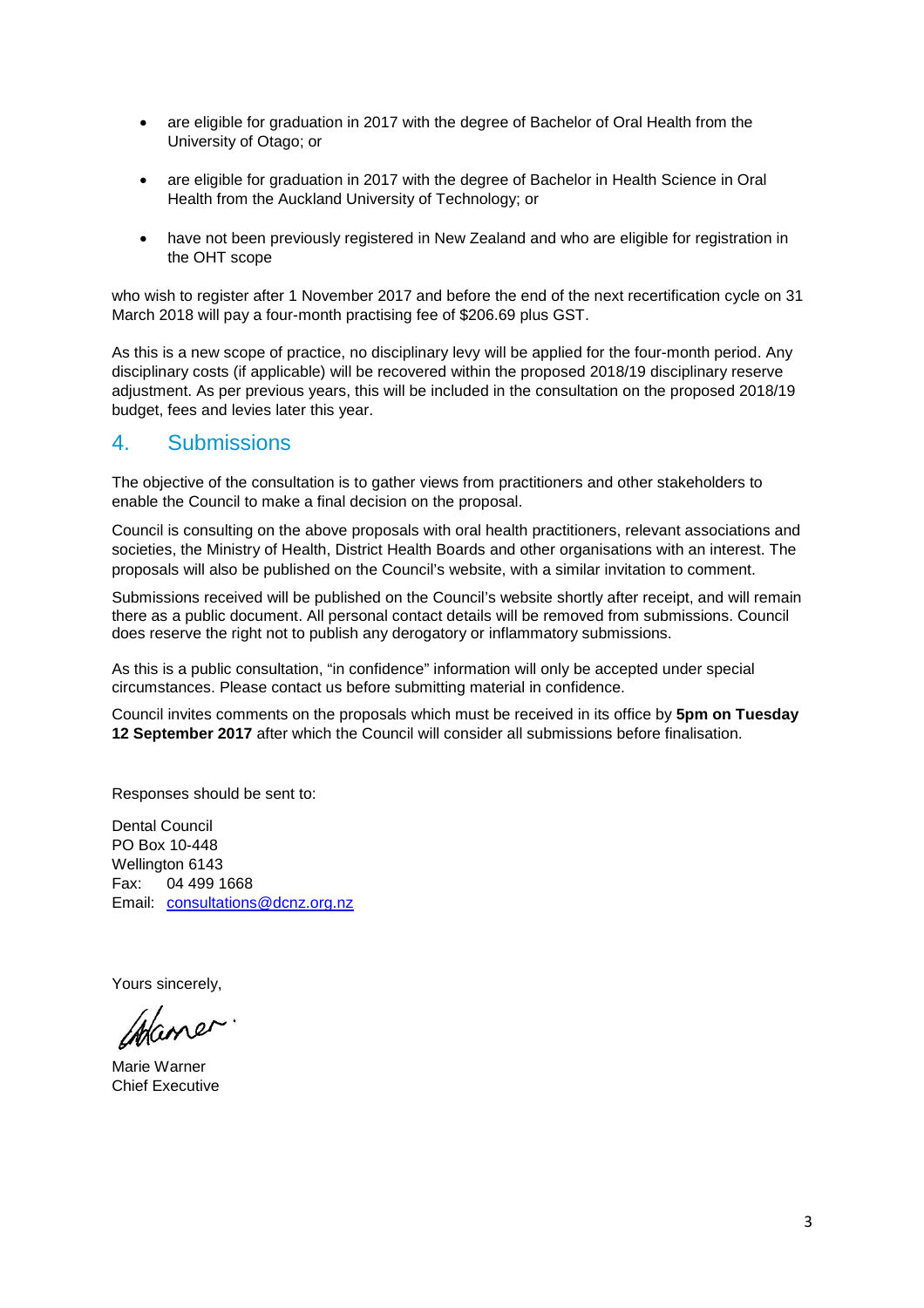- are eligible for graduation in 2017 with the degree of Bachelor of Oral Health from the University of Otago; or
- are eligible for graduation in 2017 with the degree of Bachelor in Health Science in Oral Health from the Auckland University of Technology; or
- have not been previously registered in New Zealand and who are eligible for registration in the OHT scope

who wish to register after 1 November 2017 and before the end of the next recertification cycle on 31 March 2018 will pay a four-month practising fee of $206.69 plus GST.

As this is a new scope of practice, no disciplinary levy will be applied for the four-month period. Any disciplinary costs (if applicable) will be recovered within the proposed 2018/19 disciplinary reserve adjustment. As per previous years, this will be included in the consultation on the proposed 2018/19 budget, fees and levies later this year.

## 4. Submissions

The objective of the consultation is to gather views from practitioners and other stakeholders to enable the Council to make a final decision on the proposal.

Council is consulting on the above proposals with oral health practitioners, relevant associations and societies, the Ministry of Health, District Health Boards and other organisations with an interest. The proposals will also be published on the Council's website, with a similar invitation to comment.

Submissions received will be published on the Council's website shortly after receipt, and will remain there as a public document. All personal contact details will be removed from submissions. Council does reserve the right not to publish any derogatory or inflammatory submissions.

As this is a public consultation, "in confidence" information will only be accepted under special circumstances. Please contact us before submitting material in confidence.

Council invites comments on the proposals which must be received in its office by **5pm on Tuesday 12 September 2017** after which the Council will consider all submissions before finalisation.

Responses should be sent to:

Dental Council
PO Box 10-448
Wellington 6143
Fax: 04 499 1668
Email: consultations@dcnz.org.nz

Yours sincerely,

Marie Warner
Chief Executive